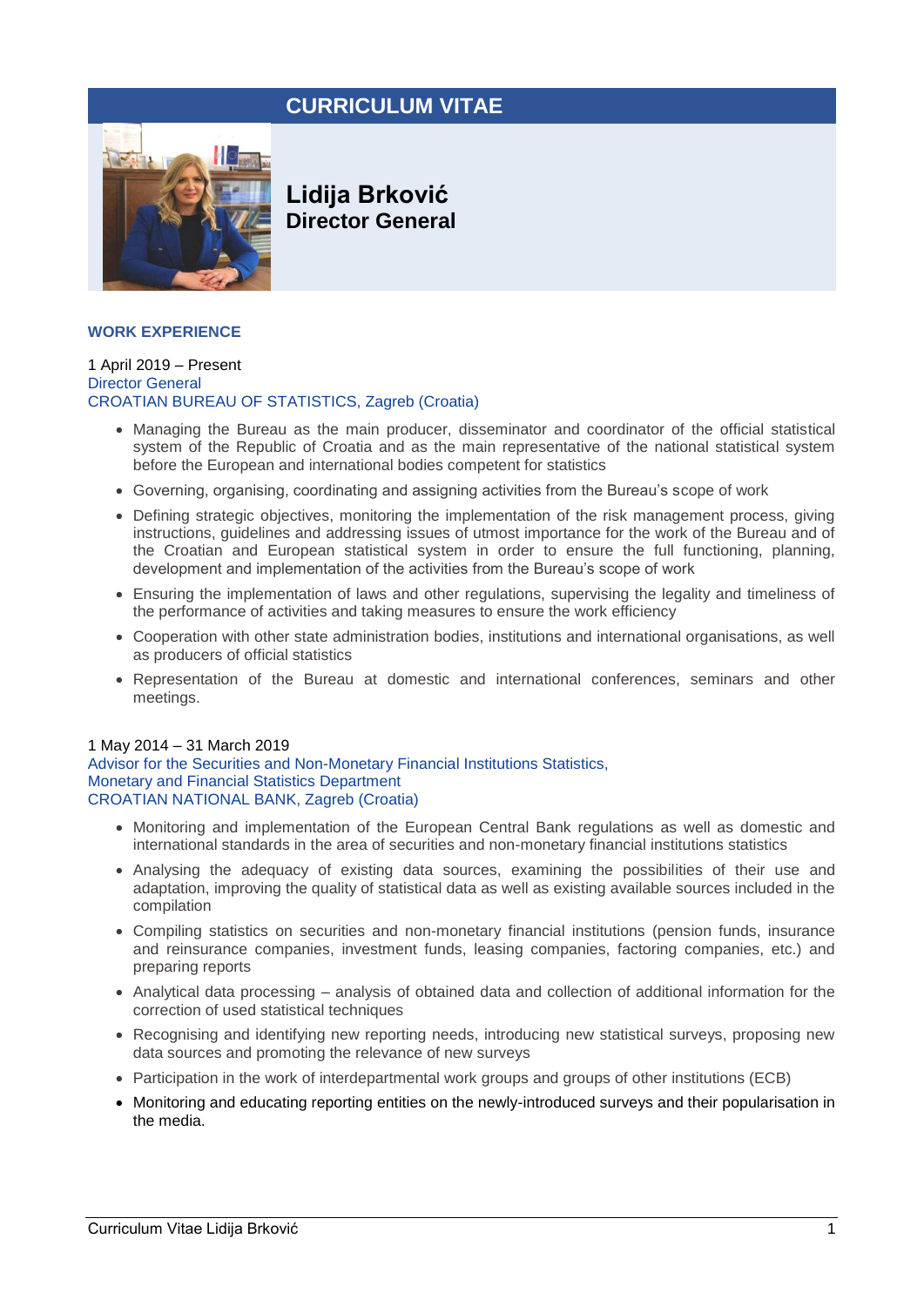# CURRICULUM VITAE

**Lidija Brković**
**Director General**

## WORK EXPERIENCE

1 April 2019 – Present
Director General
CROATIAN BUREAU OF STATISTICS, Zagreb (Croatia)

- Managing the Bureau as the main producer, disseminator and coordinator of the official statistical system of the Republic of Croatia and as the main representative of the national statistical system before the European and international bodies competent for statistics
- Governing, organising, coordinating and assigning activities from the Bureau's scope of work
- Defining strategic objectives, monitoring the implementation of the risk management process, giving instructions, guidelines and addressing issues of utmost importance for the work of the Bureau and of the Croatian and European statistical system in order to ensure the full functioning, planning, development and implementation of the activities from the Bureau's scope of work
- Ensuring the implementation of laws and other regulations, supervising the legality and timeliness of the performance of activities and taking measures to ensure the work efficiency
- Cooperation with other state administration bodies, institutions and international organisations, as well as producers of official statistics
- Representation of the Bureau at domestic and international conferences, seminars and other meetings.

1 May 2014 – 31 March 2019
Advisor for the Securities and Non-Monetary Financial Institutions Statistics,
Monetary and Financial Statistics Department
CROATIAN NATIONAL BANK, Zagreb (Croatia)

- Monitoring and implementation of the European Central Bank regulations as well as domestic and international standards in the area of securities and non-monetary financial institutions statistics
- Analysing the adequacy of existing data sources, examining the possibilities of their use and adaptation, improving the quality of statistical data as well as existing available sources included in the compilation
- Compiling statistics on securities and non-monetary financial institutions (pension funds, insurance and reinsurance companies, investment funds, leasing companies, factoring companies, etc.) and preparing reports
- Analytical data processing – analysis of obtained data and collection of additional information for the correction of used statistical techniques
- Recognising and identifying new reporting needs, introducing new statistical surveys, proposing new data sources and promoting the relevance of new surveys
- Participation in the work of interdepartmental work groups and groups of other institutions (ECB)
- Monitoring and educating reporting entities on the newly-introduced surveys and their popularisation in the media.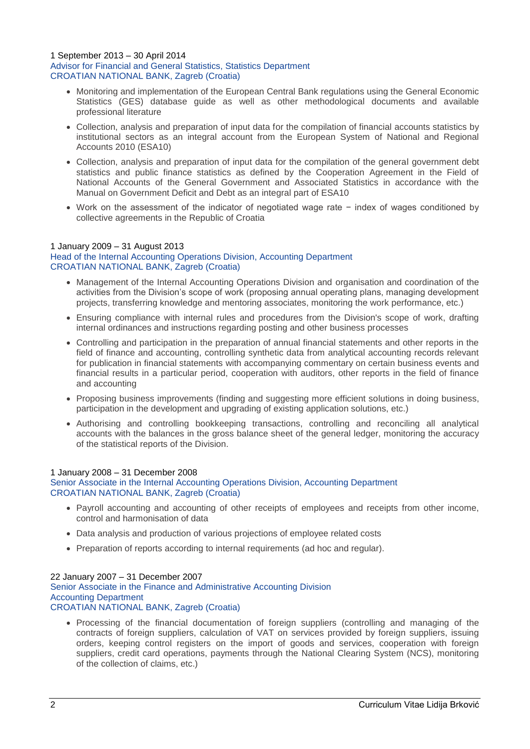1 September 2013 – 30 April 2014
Advisor for Financial and General Statistics, Statistics Department
CROATIAN NATIONAL BANK, Zagreb (Croatia)

- Monitoring and implementation of the European Central Bank regulations using the General Economic Statistics (GES) database guide as well as other methodological documents and available professional literature
- Collection, analysis and preparation of input data for the compilation of financial accounts statistics by institutional sectors as an integral account from the European System of National and Regional Accounts 2010 (ESA10)
- Collection, analysis and preparation of input data for the compilation of the general government debt statistics and public finance statistics as defined by the Cooperation Agreement in the Field of National Accounts of the General Government and Associated Statistics in accordance with the Manual on Government Deficit and Debt as an integral part of ESA10
- Work on the assessment of the indicator of negotiated wage rate − index of wages conditioned by collective agreements in the Republic of Croatia

1 January 2009 – 31 August 2013
Head of the Internal Accounting Operations Division, Accounting Department
CROATIAN NATIONAL BANK, Zagreb (Croatia)

- Management of the Internal Accounting Operations Division and organisation and coordination of the activities from the Division's scope of work (proposing annual operating plans, managing development projects, transferring knowledge and mentoring associates, monitoring the work performance, etc.)
- Ensuring compliance with internal rules and procedures from the Division's scope of work, drafting internal ordinances and instructions regarding posting and other business processes
- Controlling and participation in the preparation of annual financial statements and other reports in the field of finance and accounting, controlling synthetic data from analytical accounting records relevant for publication in financial statements with accompanying commentary on certain business events and financial results in a particular period, cooperation with auditors, other reports in the field of finance and accounting
- Proposing business improvements (finding and suggesting more efficient solutions in doing business, participation in the development and upgrading of existing application solutions, etc.)
- Authorising and controlling bookkeeping transactions, controlling and reconciling all analytical accounts with the balances in the gross balance sheet of the general ledger, monitoring the accuracy of the statistical reports of the Division.

1 January 2008 – 31 December 2008
Senior Associate in the Internal Accounting Operations Division, Accounting Department
CROATIAN NATIONAL BANK, Zagreb (Croatia)

- Payroll accounting and accounting of other receipts of employees and receipts from other income, control and harmonisation of data
- Data analysis and production of various projections of employee related costs
- Preparation of reports according to internal requirements (ad hoc and regular).

22 January 2007 – 31 December 2007
Senior Associate in the Finance and Administrative Accounting Division
Accounting Department
CROATIAN NATIONAL BANK, Zagreb (Croatia)

- Processing of the financial documentation of foreign suppliers (controlling and managing of the contracts of foreign suppliers, calculation of VAT on services provided by foreign suppliers, issuing orders, keeping control registers on the import of goods and services, cooperation with foreign suppliers, credit card operations, payments through the National Clearing System (NCS), monitoring of the collection of claims, etc.)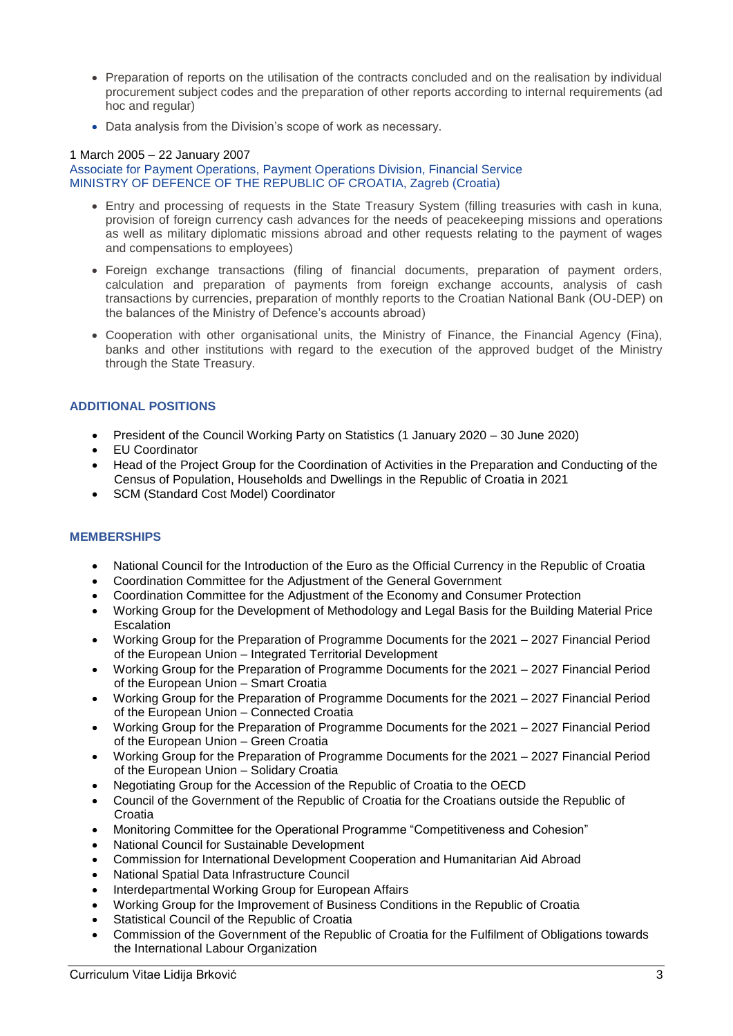- Preparation of reports on the utilisation of the contracts concluded and on the realisation by individual procurement subject codes and the preparation of other reports according to internal requirements (ad hoc and regular)
- Data analysis from the Division's scope of work as necessary.

1 March 2005 – 22 January 2007
Associate for Payment Operations, Payment Operations Division, Financial Service
MINISTRY OF DEFENCE OF THE REPUBLIC OF CROATIA, Zagreb (Croatia)

- Entry and processing of requests in the State Treasury System (filling treasuries with cash in kuna, provision of foreign currency cash advances for the needs of peacekeeping missions and operations as well as military diplomatic missions abroad and other requests relating to the payment of wages and compensations to employees)
- Foreign exchange transactions (filing of financial documents, preparation of payment orders, calculation and preparation of payments from foreign exchange accounts, analysis of cash transactions by currencies, preparation of monthly reports to the Croatian National Bank (OU-DEP) on the balances of the Ministry of Defence's accounts abroad)
- Cooperation with other organisational units, the Ministry of Finance, the Financial Agency (Fina), banks and other institutions with regard to the execution of the approved budget of the Ministry through the State Treasury.

## ADDITIONAL POSITIONS

- President of the Council Working Party on Statistics (1 January 2020 – 30 June 2020)
- EU Coordinator
- Head of the Project Group for the Coordination of Activities in the Preparation and Conducting of the Census of Population, Households and Dwellings in the Republic of Croatia in 2021
- SCM (Standard Cost Model) Coordinator

## MEMBERSHIPS

- National Council for the Introduction of the Euro as the Official Currency in the Republic of Croatia
- Coordination Committee for the Adjustment of the General Government
- Coordination Committee for the Adjustment of the Economy and Consumer Protection
- Working Group for the Development of Methodology and Legal Basis for the Building Material Price Escalation
- Working Group for the Preparation of Programme Documents for the 2021 – 2027 Financial Period of the European Union – Integrated Territorial Development
- Working Group for the Preparation of Programme Documents for the 2021 – 2027 Financial Period of the European Union – Smart Croatia
- Working Group for the Preparation of Programme Documents for the 2021 – 2027 Financial Period of the European Union – Connected Croatia
- Working Group for the Preparation of Programme Documents for the 2021 – 2027 Financial Period of the European Union – Green Croatia
- Working Group for the Preparation of Programme Documents for the 2021 – 2027 Financial Period of the European Union – Solidary Croatia
- Negotiating Group for the Accession of the Republic of Croatia to the OECD
- Council of the Government of the Republic of Croatia for the Croatians outside the Republic of Croatia
- Monitoring Committee for the Operational Programme "Competitiveness and Cohesion"
- National Council for Sustainable Development
- Commission for International Development Cooperation and Humanitarian Aid Abroad
- National Spatial Data Infrastructure Council
- Interdepartmental Working Group for European Affairs
- Working Group for the Improvement of Business Conditions in the Republic of Croatia
- Statistical Council of the Republic of Croatia
- Commission of the Government of the Republic of Croatia for the Fulfilment of Obligations towards the International Labour Organization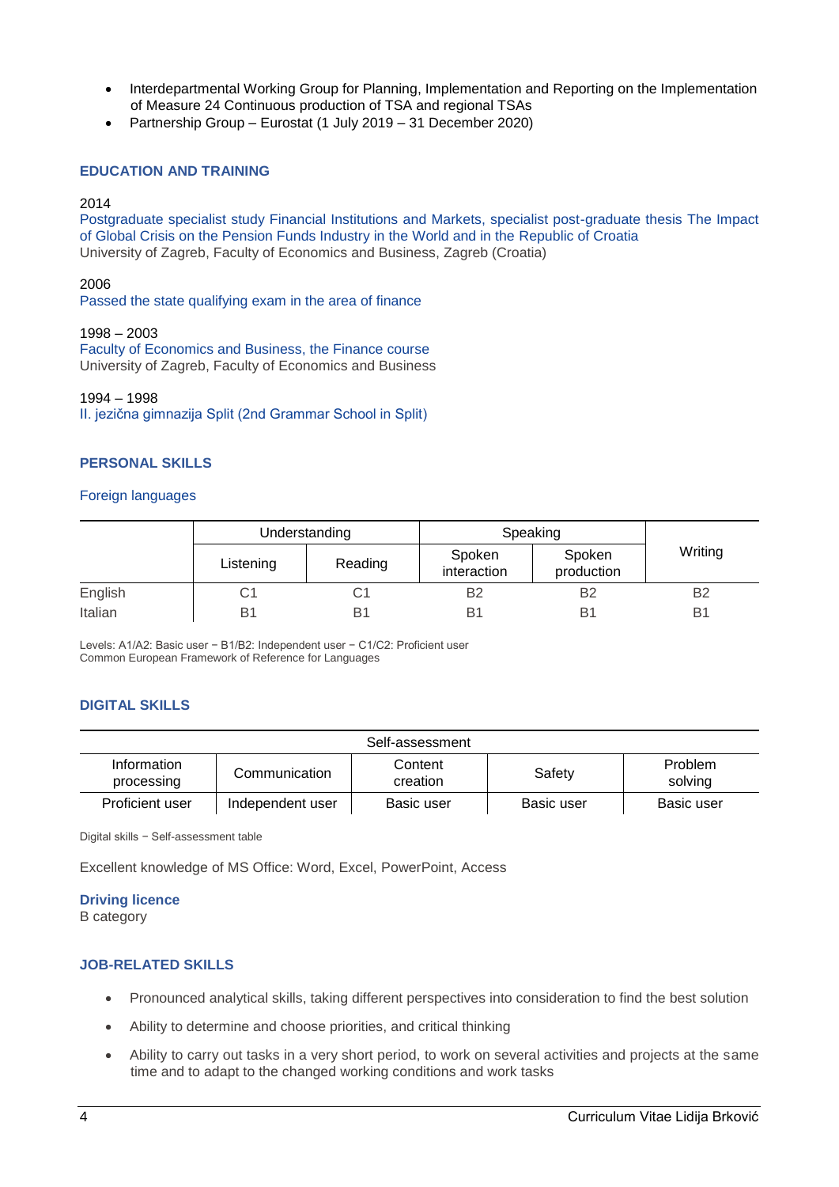- Interdepartmental Working Group for Planning, Implementation and Reporting on the Implementation of Measure 24 Continuous production of TSA and regional TSAs
- Partnership Group – Eurostat (1 July 2019 – 31 December 2020)

## EDUCATION AND TRAINING

2014
Postgraduate specialist study Financial Institutions and Markets, specialist post-graduate thesis The Impact of Global Crisis on the Pension Funds Industry in the World and in the Republic of Croatia
University of Zagreb, Faculty of Economics and Business, Zagreb (Croatia)

2006
Passed the state qualifying exam in the area of finance

1998 – 2003
Faculty of Economics and Business, the Finance course
University of Zagreb, Faculty of Economics and Business

1994 – 1998
II. jezična gimnazija Split (2nd Grammar School in Split)

## PERSONAL SKILLS

### Foreign languages

| | Understanding | | Speaking | | Writing |
|---|---|---|---|---|---|
| | Listening | Reading | Spoken interaction | Spoken production | |
| English | C1 | C1 | B2 | B2 | B2 |
| Italian | B1 | B1 | B1 | B1 | B1 |

Levels: A1/A2: Basic user − B1/B2: Independent user − C1/C2: Proficient user
Common European Framework of Reference for Languages

## DIGITAL SKILLS

| Self-assessment | | | | |
|---|---|---|---|---|
| Information processing | Communication | Content creation | Safety | Problem solving |
| Proficient user | Independent user | Basic user | Basic user | Basic user |

Digital skills − Self-assessment table

Excellent knowledge of MS Office: Word, Excel, PowerPoint, Access

**Driving licence**
B category

## JOB-RELATED SKILLS

- Pronounced analytical skills, taking different perspectives into consideration to find the best solution
- Ability to determine and choose priorities, and critical thinking
- Ability to carry out tasks in a very short period, to work on several activities and projects at the same time and to adapt to the changed working conditions and work tasks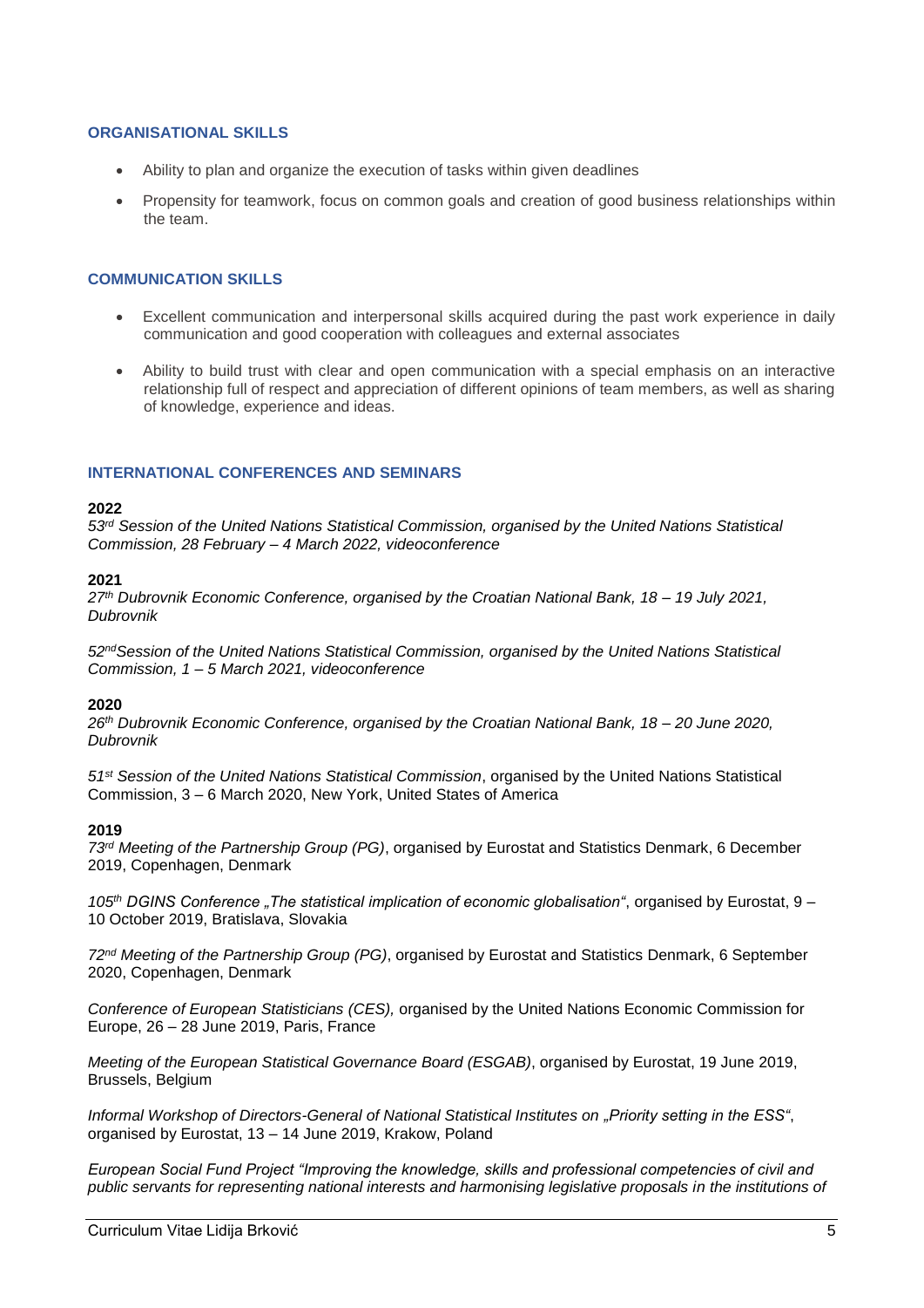## ORGANISATIONAL SKILLS

- Ability to plan and organize the execution of tasks within given deadlines
- Propensity for teamwork, focus on common goals and creation of good business relationships within the team.

## COMMUNICATION SKILLS

- Excellent communication and interpersonal skills acquired during the past work experience in daily communication and good cooperation with colleagues and external associates
- Ability to build trust with clear and open communication with a special emphasis on an interactive relationship full of respect and appreciation of different opinions of team members, as well as sharing of knowledge, experience and ideas.

## INTERNATIONAL CONFERENCES AND SEMINARS

**2022**
*53rd Session of the United Nations Statistical Commission, organised by the United Nations Statistical Commission, 28 February – 4 March 2022, videoconference*

**2021**
*27th Dubrovnik Economic Conference, organised by the Croatian National Bank, 18 – 19 July 2021, Dubrovnik*

*52ndSession of the United Nations Statistical Commission, organised by the United Nations Statistical Commission, 1 – 5 March 2021, videoconference*

**2020**
*26th Dubrovnik Economic Conference, organised by the Croatian National Bank, 18 – 20 June 2020, Dubrovnik*

*51st Session of the United Nations Statistical Commission*, organised by the United Nations Statistical Commission, 3 – 6 March 2020, New York, United States of America

**2019**
*73rd Meeting of the Partnership Group (PG)*, organised by Eurostat and Statistics Denmark, 6 December 2019, Copenhagen, Denmark

*105th DGINS Conference „The statistical implication of economic globalisation"*, organised by Eurostat, 9 – 10 October 2019, Bratislava, Slovakia

*72nd Meeting of the Partnership Group (PG)*, organised by Eurostat and Statistics Denmark, 6 September 2020, Copenhagen, Denmark

*Conference of European Statisticians (CES),* organised by the United Nations Economic Commission for Europe, 26 – 28 June 2019, Paris, France

*Meeting of the European Statistical Governance Board (ESGAB)*, organised by Eurostat, 19 June 2019, Brussels, Belgium

*Informal Workshop of Directors-General of National Statistical Institutes on „Priority setting in the ESS"*, organised by Eurostat, 13 – 14 June 2019, Krakow, Poland

*European Social Fund Project "Improving the knowledge, skills and professional competencies of civil and public servants for representing national interests and harmonising legislative proposals in the institutions of*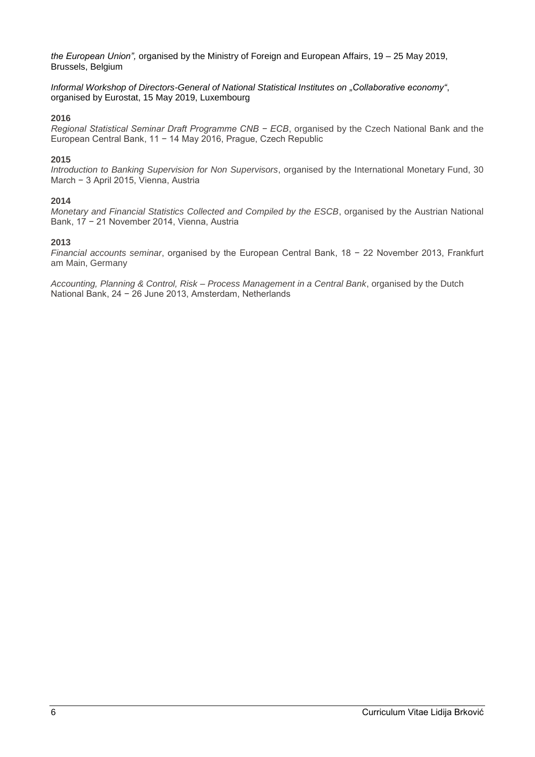*the European Union",* organised by the Ministry of Foreign and European Affairs, 19 – 25 May 2019, Brussels, Belgium

*Informal Workshop of Directors-General of National Statistical Institutes on „Collaborative economy"*, organised by Eurostat, 15 May 2019, Luxembourg

**2016**

*Regional Statistical Seminar Draft Programme CNB − ECB*, organised by the Czech National Bank and the European Central Bank, 11 − 14 May 2016, Prague, Czech Republic

**2015**

*Introduction to Banking Supervision for Non Supervisors*, organised by the International Monetary Fund, 30 March − 3 April 2015, Vienna, Austria

**2014**

*Monetary and Financial Statistics Collected and Compiled by the ESCB*, organised by the Austrian National Bank, 17 − 21 November 2014, Vienna, Austria

**2013**

*Financial accounts seminar*, organised by the European Central Bank, 18 − 22 November 2013, Frankfurt am Main, Germany

*Accounting, Planning & Control, Risk – Process Management in a Central Bank*, organised by the Dutch National Bank, 24 − 26 June 2013, Amsterdam, Netherlands